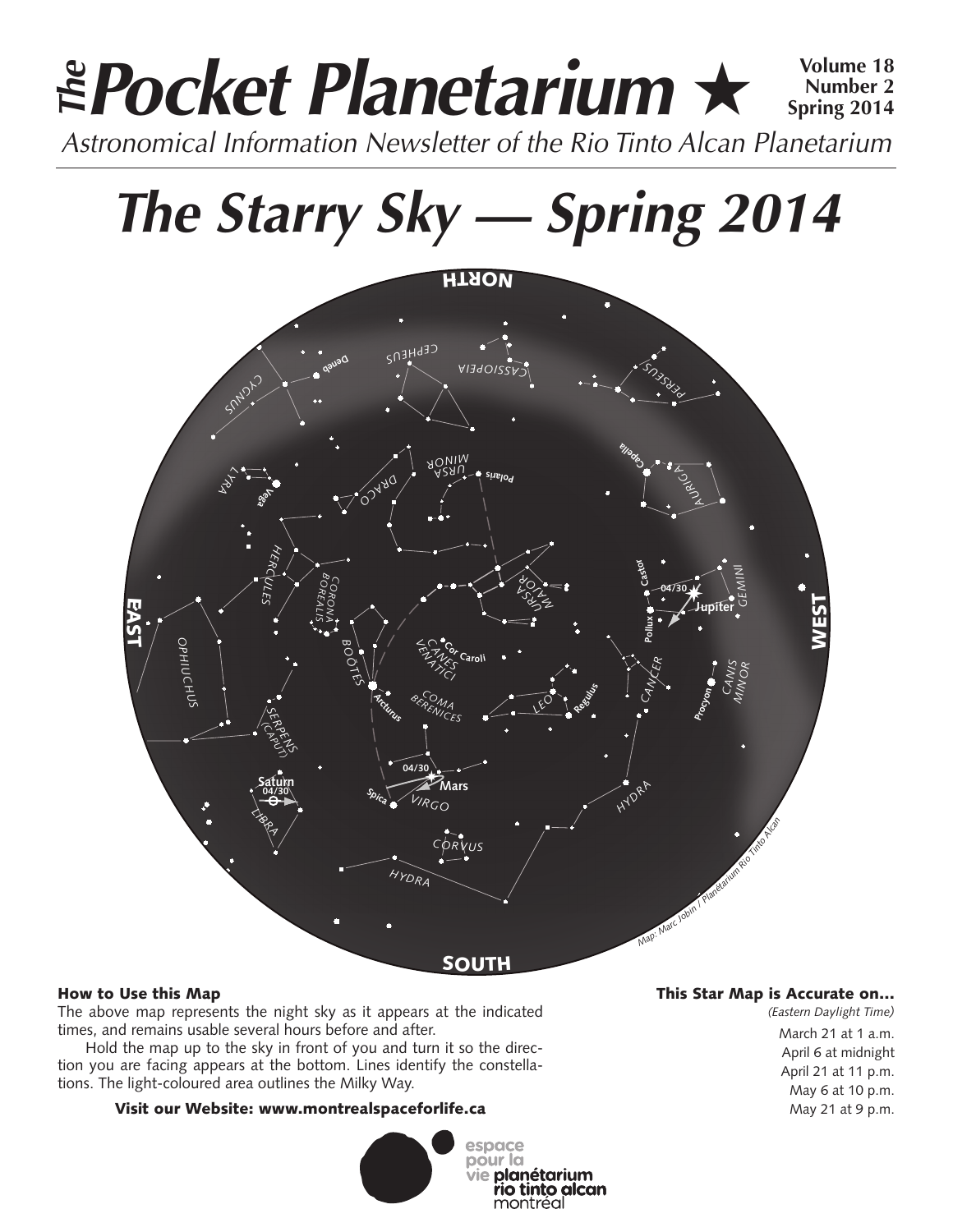# The Pocket Planetarium ★

**Volume 18**
**Number 2**
**Spring 2014**

*Astronomical Information Newsletter of the Rio Tinto Alcan Planetarium*

# *The Starry Sky — Spring 2014*

### How to Use this Map

The above map represents the night sky as it appears at the indicated times, and remains usable several hours before and after.

Hold the map up to the sky in front of you and turn it so the direction you are facing appears at the bottom. Lines identify the constellations. The light-coloured area outlines the Milky Way.

**Visit our Website: www.montrealspaceforlife.ca**

### This Star Map is Accurate on…

*(Eastern Daylight Time)*

March 21 at 1 a.m.
April 6 at midnight
April 21 at 11 p.m.
May 6 at 10 p.m.
May 21 at 9 p.m.

espace pour la vie planétarium rio tinto alcan montréal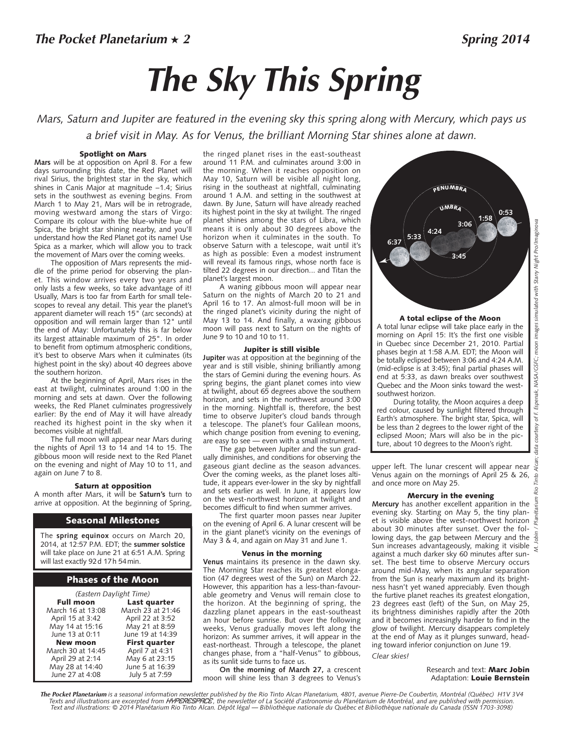# The Sky This Spring

*Mars, Saturn and Jupiter are featured in the evening sky this spring along with Mercury, which pays us a brief visit in May. As for Venus, the brilliant Morning Star shines alone at dawn.*

### Spotlight on Mars

**Mars** will be at opposition on April 8. For a few days surrounding this date, the Red Planet will rival Sirius, the brightest star in the sky, which shines in Canis Major at magnitude –1.4; Sirius sets in the southwest as evening begins. From March 1 to May 21, Mars will be in retrograde, moving westward among the stars of Virgo: Compare its colour with the blue-white hue of Spica, the bright star shining nearby, and you'll understand how the Red Planet got its name! Use Spica as a marker, which will allow you to track the movement of Mars over the coming weeks.

The opposition of Mars represents the middle of the prime period for observing the planet. This window arrives every two years and only lasts a few weeks, so take advantage of it! Usually, Mars is too far from Earth for small telescopes to reveal any detail. This year the planet's apparent diameter will reach 15" (arc seconds) at opposition and will remain larger than 12" until the end of May: Unfortunately this is far below its largest attainable maximum of 25". In order to benefit from optimum atmospheric conditions, it's best to observe Mars when it culminates (its highest point in the sky) about 40 degrees above the southern horizon.

At the beginning of April, Mars rises in the east at twilight, culminates around 1:00 in the morning and sets at dawn. Over the following weeks, the Red Planet culminates progressively earlier: By the end of May it will have already reached its highest point in the sky when it becomes visible at nightfall.

The full moon will appear near Mars during the nights of April 13 to 14 and 14 to 15. The gibbous moon will reside next to the Red Planet on the evening and night of May 10 to 11, and again on June 7 to 8.

### Saturn at opposition

A month after Mars, it will be **Saturn's** turn to arrive at opposition. At the beginning of Spring, the ringed planet rises in the east-southeast around 11 P.M. and culminates around 3:00 in the morning. When it reaches opposition on May 10, Saturn will be visible all night long, rising in the southeast at nightfall, culminating around 1 A.M. and setting in the southwest at dawn. By June, Saturn will have already reached its highest point in the sky at twilight. The ringed planet shines among the stars of Libra, which means it is only about 30 degrees above the horizon when it culminates in the south. To observe Saturn with a telescope, wait until it's as high as possible: Even a modest instrument will reveal its famous rings, whose north face is tilted 22 degrees in our direction... and Titan the planet's largest moon.

A waning gibbous moon will appear near Saturn on the nights of March 20 to 21 and April 16 to 17. An almost-full moon will be in the ringed planet's vicinity during the night of May 13 to 14. And finally, a waxing gibbous moon will pass next to Saturn on the nights of June 9 to 10 and 10 to 11.

### Seasonal Milestones

The **spring equinox** occurs on March 20, 2014, at 12:57 P.M. EDT; the **summer solstice** will take place on June 21 at 6:51 A.M. Spring will last exactly 92 d 17 h 54 min.

### Phases of the Moon

*(Eastern Daylight Time)*

| Full moon | Last quarter |
|---|---|
| March 16 at 13:08 | March 23 at 21:46 |
| April 15 at 3:42 | April 22 at 3:52 |
| May 14 at 15:16 | May 21 at 8:59 |
| June 13 at 0:11 | June 19 at 14:39 |
| **New moon** | **First quarter** |
| March 30 at 14:45 | April 7 at 4:31 |
| April 29 at 2:14 | May 6 at 23:15 |
| May 28 at 14:40 | June 5 at 16:39 |
| June 27 at 4:08 | July 5 at 7:59 |

### Jupiter is still visible

**Jupiter** was at opposition at the beginning of the year and is still visible, shining brilliantly among the stars of Gemini during the evening hours. As spring begins, the giant planet comes into view at twilight, about 65 degrees above the southern horizon, and sets in the northwest around 3:00 in the morning. Nightfall is, therefore, the best time to observe Jupiter's cloud bands through a telescope. The planet's four Galilean moons, which change position from evening to evening, are easy to see — even with a small instrument.

The gap between Jupiter and the sun gradually diminishes, and conditions for observing the gaseous giant decline as the season advances. Over the coming weeks, as the planet loses altitude, it appears ever-lower in the sky by nightfall and sets earlier as well. In June, it appears low on the west-northwest horizon at twilight and becomes difficult to find when summer arrives.

The first quarter moon passes near Jupiter on the evening of April 6. A lunar crescent will be in the giant planet's vicinity on the evenings of May 3 & 4, and again on May 31 and June 1.

### Venus in the morning

**Venus** maintains its presence in the dawn sky. The Morning Star reaches its greatest elongation (47 degrees west of the Sun) on March 22. However, this apparition has a less-than-favourable geometry and Venus will remain close to the horizon. At the beginning of spring, the dazzling planet appears in the east-southeast an hour before sunrise. But over the following weeks, Venus gradually moves left along the horizon: As summer arrives, it will appear in the east-northeast. Through a telescope, the planet changes phase, from a "half-Venus" to gibbous, as its sunlit side turns to face us.

**On the morning of March 27,** a crescent moon will shine less than 3 degrees to Venus's upper left. The lunar crescent will appear near Venus again on the mornings of April 25 & 26, and once more on May 25.

PENUMBRA

UMBRA

0:53

1:58

3:06

4:24

5:33

6:37

3:45

### A total eclipse of the Moon

A total lunar eclipse will take place early in the morning on April 15: It's the first one visible in Quebec since December 21, 2010. Partial phases begin at 1:58 A.M. EDT; the Moon will be totally eclipsed between 3:06 and 4:24 A.M. (mid-eclipse is at 3:45); final partial phases will end at 5:33, as dawn breaks over southwest Quebec and the Moon sinks toward the west-southwest horizon.

During totality, the Moon acquires a deep red colour, caused by sunlight filtered through Earth's atmosphere. The bright star, Spica, will be less than 2 degrees to the lower right of the eclipsed Moon; Mars will also be in the picture, about 10 degrees to the Moon's right.

*M. Jobin / Planétarium Rio Tinto Alcan; data courtesy of F. Espenak, NASA/GSFC; moon images simulated with Starry Night Pro/Imaginova*

### Mercury in the evening

**Mercury** has another excellent apparition in the evening sky. Starting on May 5, the tiny planet is visible above the west-northwest horizon about 30 minutes after sunset. Over the following days, the gap between Mercury and the Sun increases advantageously, making it visible against a much darker sky 60 minutes after sunset. The best time to observe Mercury occurs around mid-May, when its angular separation from the Sun is nearly maximum and its brightness hasn't yet waned appreciably. Even though the furtive planet reaches its greatest elongation, 23 degrees east (left) of the Sun, on May 25, its brightness diminishes rapidly after the 20th and it becomes increasingly harder to find in the glow of twilight. Mercury disappears completely at the end of May as it plunges sunward, heading toward inferior conjunction on June 19.

*Clear skies!*

Research and text: **Marc Jobin**
Adaptation: **Louie Bernstein**

***The Pocket Planetarium*** *is a seasonal information newsletter published by the Rio Tinto Alcan Planetarium, 4801, avenue Pierre-De Coubertin, Montréal (Québec) H1V 3V4. Texts and illustrations are excerpted from HYPERESPACE, the newsletter of La Société d'astronomie du Planétarium de Montréal, and are published with permission. Text and illustrations: © 2014 Planétarium Rio Tinto Alcan. Dépôt légal — Bibliothèque nationale du Québec et Bibliothèque nationale du Canada (ISSN 1703-3098)*